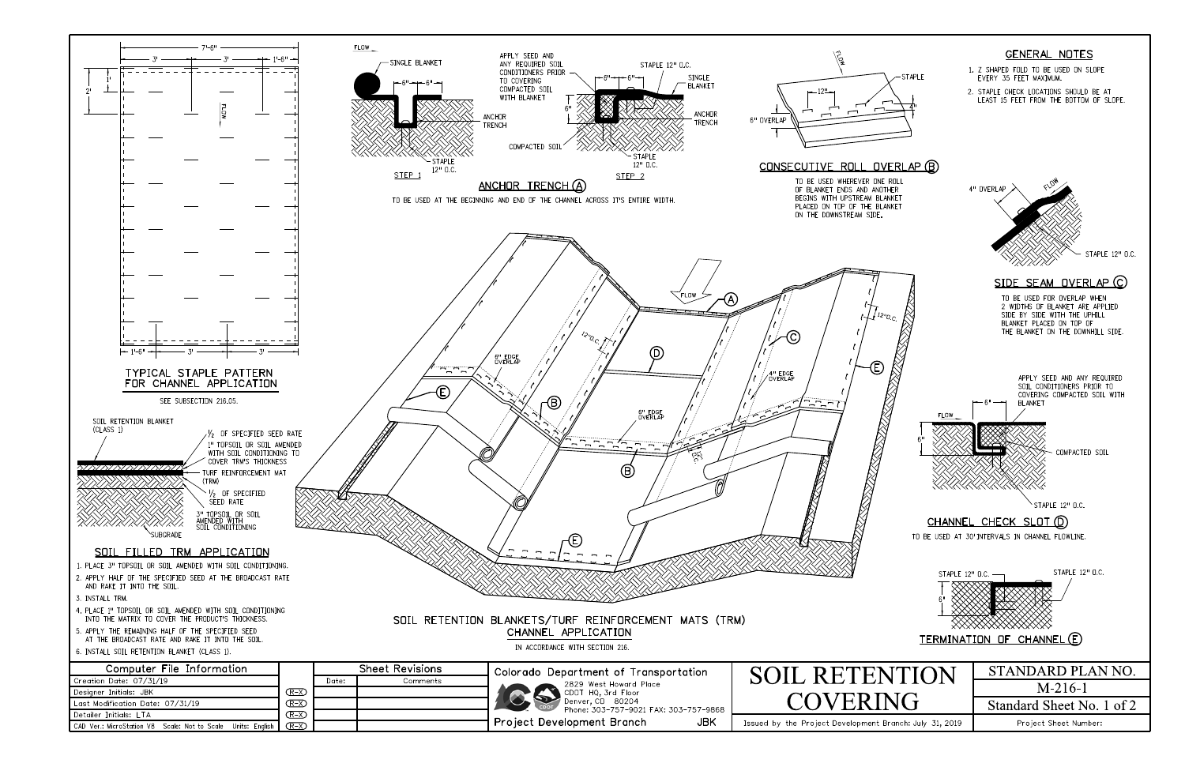## TYPICAL STAPLE PATTERN FOR CHANNEL APPLICATION

7'-6"

3' 3' 1'-6"

1' 2'

FLOW

1'-6" 3' 3'

SEE SUBSECTION 216.05.

## ANCHOR TRENCH (A)

FLOW

SINGLE BLANKET

6" 6"

ANCHOR TRENCH

STAPLE 12" O.C.

STEP 1

APPLY SEED AND ANY REQUIRED SOIL CONDITIONERS PRIOR TO COVERING COMPACTED SOIL WITH BLANKET

6" 6"

STAPLE 12" O.C.

SINGLE BLANKET

6"

ANCHOR TRENCH

COMPACTED SOIL

STAPLE 12" O.C.

STEP 2

TO BE USED AT THE BEGINNING AND END OF THE CHANNEL ACROSS IT'S ENTIRE WIDTH.

## CONSECUTIVE ROLL OVERLAP (B)

FLOW

12"

STAPLE

4"

6" OVERLAP

TO BE USED WHEREVER ONE ROLL OF BLANKET ENDS AND ANOTHER BEGINS WITH UPSTREAM BLANKET PLACED ON TOP OF THE BLANKET ON THE DOWNSTREAM SIDE.

## GENERAL NOTES

1. Z SHAPED FOLD TO BE USED ON SLOPE EVERY 35 FEET MAXIMUM.
2. STAPLE CHECK LOCATIONS SHOULD BE AT LEAST 15 FEET FROM THE BOTTOM OF SLOPE.

## SIDE SEAM OVERLAP (C)

4" OVERLAP

FLOW

STAPLE 12" O.C.

TO BE USED FOR OVERLAP WHEN 2 WIDTHS OF BLANKET ARE APPLIED SIDE BY SIDE WITH THE UPHILL BLANKET PLACED ON TOP OF THE BLANKET ON THE DOWNHILL SIDE.

## SOIL RETENTION BLANKETS/TURF REINFORCEMENT MATS (TRM) CHANNEL APPLICATION

FLOW

(A) (B) (C) (D) (E)

12"O.C.

6" EDGE OVERLAP

4" EDGE OVERLAP

IN ACCORDANCE WITH SECTION 216.

## CHANNEL CHECK SLOT (D)

APPLY SEED AND ANY REQUIRED SOIL CONDITIONERS PRIOR TO COVERING COMPACTED SOIL WITH BLANKET

FLOW

6"

6"

COMPACTED SOIL

STAPLE 12" O.C.

TO BE USED AT 30' INTERVALS IN CHANNEL FLOWLINE.

## TERMINATION OF CHANNEL (E)

STAPLE 12" O.C.

STAPLE 12" O.C.

6"

## SOIL FILLED TRM APPLICATION

SOIL RETENTION BLANKET (CLASS 1)

1/2 OF SPECIFIED SEED RATE

1" TOPSOIL OR SOIL AMENDED WITH SOIL CONDITIONING TO COVER TRM'S THICKNESS

TURF REINFORCEMENT MAT (TRM)

1/2 OF SPECIFIED SEED RATE

3" TOPSOIL OR SOIL AMENDED WITH SOIL CONDITIONING

SUBGRADE

1. PLACE 3" TOPSOIL OR SOIL AMENDED WITH SOIL CONDITIONING.
2. APPLY HALF OF THE SPECIFIED SEED AT THE BROADCAST RATE AND RAKE IT INTO THE SOIL.
3. INSTALL TRM.
4. PLACE 1" TOPSOIL OR SOIL AMENDED WITH SOIL CONDITIONING INTO THE MATRIX TO COVER THE PRODUCT'S THICKNESS.
5. APPLY THE REMAINING HALF OF THE SPECIFIED SEED AT THE BROADCAST RATE AND RAKE IT INTO THE SOIL.
6. INSTALL SOIL RETENTION BLANKET (CLASS 1).

| Computer File Information | | Sheet Revisions | |
|---|---|---|---|
| Creation Date: 07/31/19 | | Date: | Comments |
| Designer Initials: JBK | (R-X) | | |
| Last Modification Date: 07/31/19 | (R-X) | | |
| Detailer Initials: LTA | (R-X) | | |
| CAD Ver.: MicroStation V8 Scale: Not to Scale Units: English | (R-X) | | |

Colorado Department of Transportation
2829 West Howard Place
CDOT HQ, 3rd Floor
Denver, CO 80204
Phone: 303-757-9021 FAX: 303-757-9868
Project Development Branch JBK

# SOIL RETENTION COVERING

Issued by the Project Development Branch: July 31, 2019

STANDARD PLAN NO.
M-216-1
Standard Sheet No. 1 of 2
Project Sheet Number: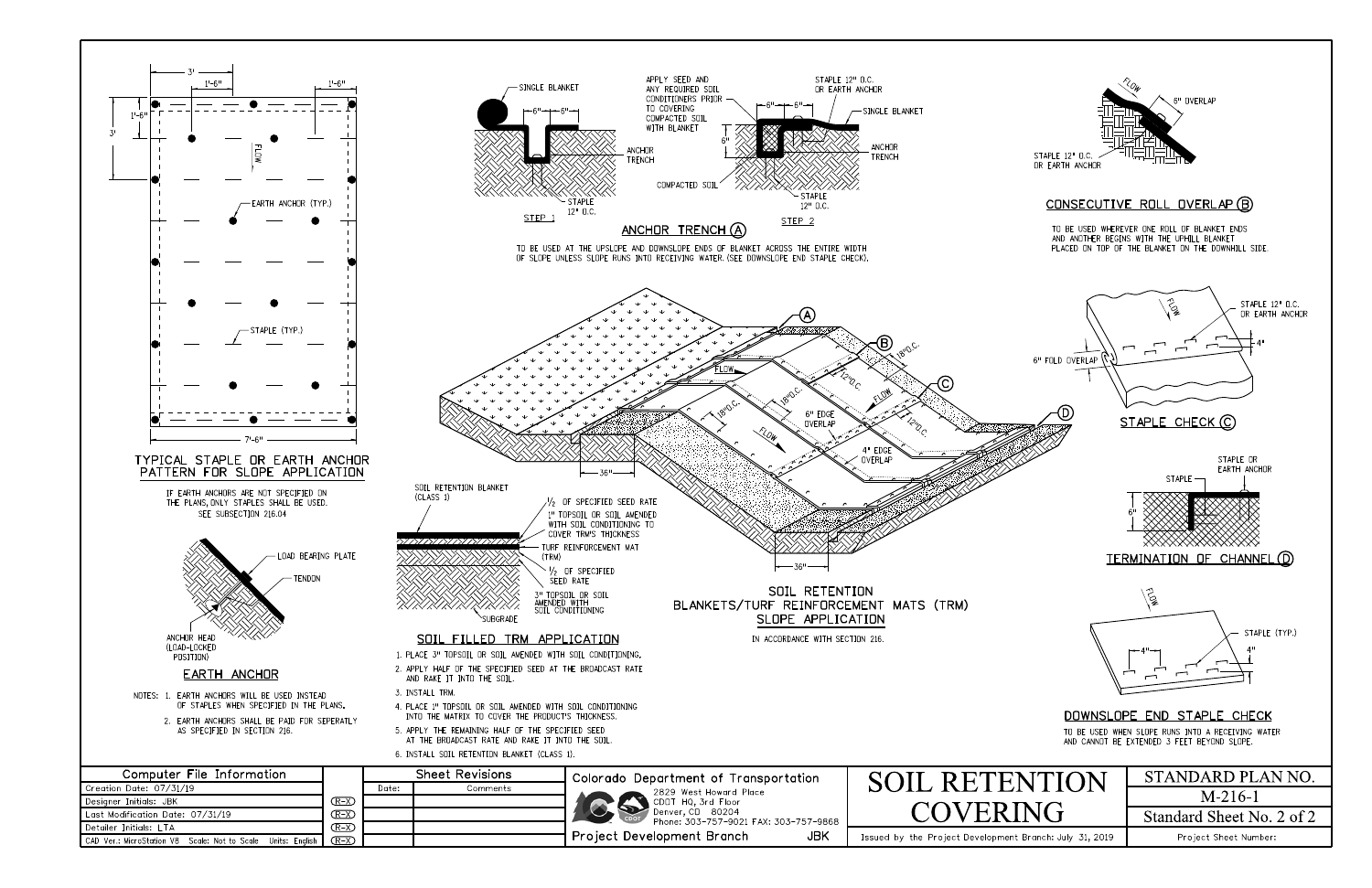## TYPICAL STAPLE OR EARTH ANCHOR PATTERN FOR SLOPE APPLICATION

3'
1'-6"
1'-6"
1'-6"
3'
FLOW
EARTH ANCHOR (TYP.)
STAPLE (TYP.)
7'-6"

IF EARTH ANCHORS ARE NOT SPECIFIED ON THE PLANS, ONLY STAPLES SHALL BE USED. SEE SUBSECTION 216.04

## EARTH ANCHOR

LOAD BEARING PLATE
TENDON
ANCHOR HEAD (LOAD-LOCKED POSITION)

NOTES:

1. EARTH ANCHORS WILL BE USED INSTEAD OF STAPLES WHEN SPECIFIED IN THE PLANS.
2. EARTH ANCHORS SHALL BE PAID FOR SEPERATLY AS SPECIFIED IN SECTION 216.

## ANCHOR TRENCH (A)

STEP 1: SINGLE BLANKET, 6", 6", STAPLE 12" O.C.

STEP 2: APPLY SEED AND ANY REQUIRED SOIL CONDITIONERS PRIOR TO COVERING COMPACTED SOIL WITH BLANKET; STAPLE 12" O.C. OR EARTH ANCHOR; SINGLE BLANKET; 6", 6", 6"; ANCHOR TRENCH; COMPACTED SOIL; STAPLE 12" O.C.

TO BE USED AT THE UPSLOPE AND DOWNSLOPE ENDS OF BLANKET ACROSS THE ENTIRE WIDTH OF SLOPE UNLESS SLOPE RUNS INTO RECEIVING WATER. (SEE DOWNSLOPE END STAPLE CHECK).

## CONSECUTIVE ROLL OVERLAP (B)

FLOW
6" OVERLAP
STAPLE 12" O.C. OR EARTH ANCHOR

TO BE USED WHEREVER ONE ROLL OF BLANKET ENDS AND ANOTHER BEGINS WITH THE UPHILL BLANKET PLACED ON TOP OF THE BLANKET ON THE DOWNHILL SIDE.

## STAPLE CHECK (C)

FLOW
STAPLE 12" O.C. OR EARTH ANCHOR
6" FOLD OVERLAP
4"

## SOIL RETENTION BLANKETS/TURF REINFORCEMENT MATS (TRM) SLOPE APPLICATION

(A) (B) (C) (D)
FLOW
18" O.C.
12" O.C.
6" EDGE OVERLAP
4" EDGE OVERLAP
36"

IN ACCORDANCE WITH SECTION 216.

## TERMINATION OF CHANNEL (D)

STAPLE
STAPLE OR EARTH ANCHOR
6"

## SOIL FILLED TRM APPLICATION

SOIL RETENTION BLANKET (CLASS 1)
1/2 OF SPECIFIED SEED RATE
1" TOPSOIL OR SOIL AMENDED WITH SOIL CONDITIONING TO COVER TRM'S THICKNESS
TURF REINFORCEMENT MAT (TRM)
1/2 OF SPECIFIED SEED RATE
3" TOPSOIL OR SOIL AMENDED WITH SOIL CONDITIONING
SUBGRADE

1. PLACE 3" TOPSOIL OR SOIL AMENDED WITH SOIL CONDITIONING.
2. APPLY HALF OF THE SPECIFIED SEED AT THE BROADCAST RATE AND RAKE IT INTO THE SOIL.
3. INSTALL TRM.
4. PLACE 1" TOPSOIL OR SOIL AMENDED WITH SOIL CONDITIONING INTO THE MATRIX TO COVER THE PRODUCT'S THICKNESS.
5. APPLY THE REMAINING HALF OF THE SPECIFIED SEED AT THE BROADCAST RATE AND RAKE IT INTO THE SOIL.
6. INSTALL SOIL RETENTION BLANKET (CLASS 1).

## DOWNSLOPE END STAPLE CHECK

FLOW
4"
STAPLE (TYP.)
4"

TO BE USED WHEN SLOPE RUNS INTO A RECEIVING WATER AND CANNOT BE EXTENDED 3 FEET BEYOND SLOPE.

| Computer File Information | |
|---|---|
| Creation Date: 07/31/19 | (R-X) |
| Designer Initials: JBK | (R-X) |
| Last Modification Date: 07/31/19 | (R-X) |
| Detailer Initials: LTA | (R-X) |
| CAD Ver.: MicroStation V8 Scale: Not to Scale Units: English | (R-X) |

| Sheet Revisions | |
|---|---|
| Date: | Comments |

Colorado Department of Transportation
2829 West Howard Place
CDOT HQ, 3rd Floor
Denver, CO 80204
Phone: 303-757-9021 FAX: 303-757-9868
Project Development Branch JBK

# SOIL RETENTION COVERING

Issued by the Project Development Branch: July 31, 2019

STANDARD PLAN NO.
M-216-1
Standard Sheet No. 2 of 2
Project Sheet Number: